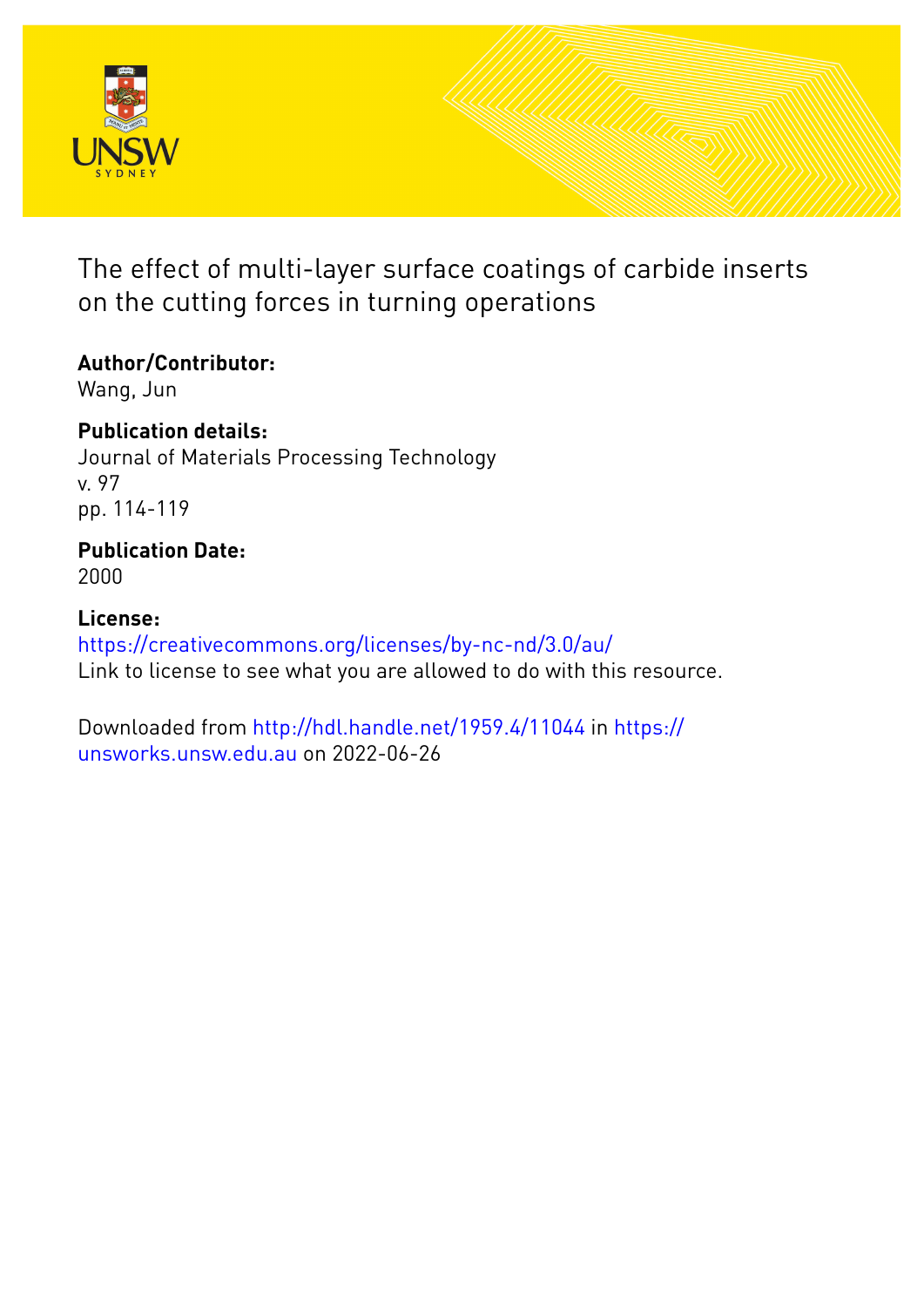# The effect of multi-layer surface coatings of carbide inserts on the cutting forces in turning operations

**Author/Contributor:**
Wang, Jun

**Publication details:**
Journal of Materials Processing Technology
v. 97
pp. 114-119

**Publication Date:**
2000

**License:**
https://creativecommons.org/licenses/by-nc-nd/3.0/au/
Link to license to see what you are allowed to do with this resource.

Downloaded from http://hdl.handle.net/1959.4/11044 in https://unsworks.unsw.edu.au on 2022-06-26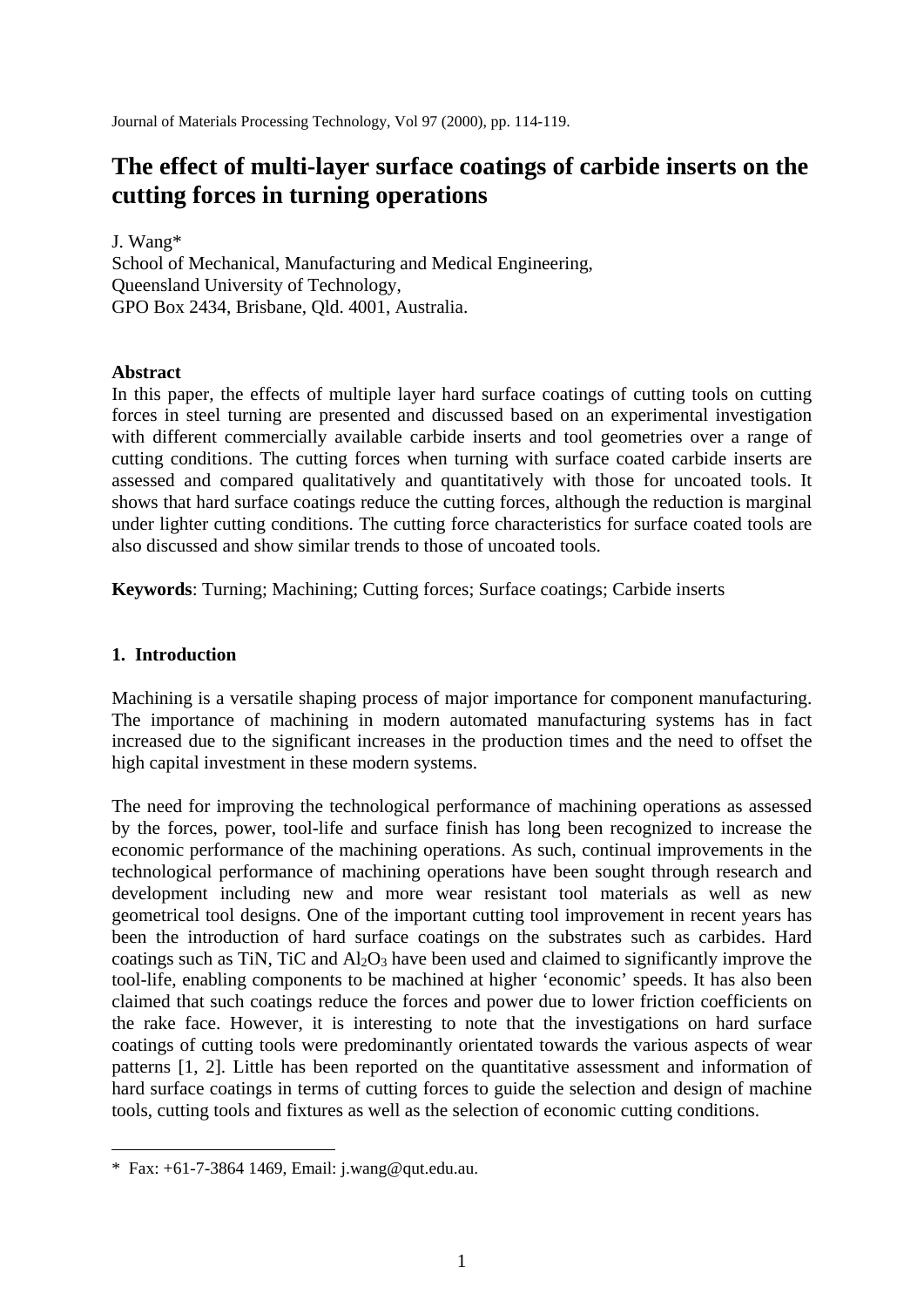Journal of Materials Processing Technology, Vol 97 (2000), pp. 114-119.

# The effect of multi-layer surface coatings of carbide inserts on the cutting forces in turning operations

J. Wang*
School of Mechanical, Manufacturing and Medical Engineering,
Queensland University of Technology,
GPO Box 2434, Brisbane, Qld. 4001, Australia.

## Abstract

In this paper, the effects of multiple layer hard surface coatings of cutting tools on cutting forces in steel turning are presented and discussed based on an experimental investigation with different commercially available carbide inserts and tool geometries over a range of cutting conditions. The cutting forces when turning with surface coated carbide inserts are assessed and compared qualitatively and quantitatively with those for uncoated tools. It shows that hard surface coatings reduce the cutting forces, although the reduction is marginal under lighter cutting conditions. The cutting force characteristics for surface coated tools are also discussed and show similar trends to those of uncoated tools.

**Keywords**: Turning; Machining; Cutting forces; Surface coatings; Carbide inserts

## 1. Introduction

Machining is a versatile shaping process of major importance for component manufacturing. The importance of machining in modern automated manufacturing systems has in fact increased due to the significant increases in the production times and the need to offset the high capital investment in these modern systems.

The need for improving the technological performance of machining operations as assessed by the forces, power, tool-life and surface finish has long been recognized to increase the economic performance of the machining operations. As such, continual improvements in the technological performance of machining operations have been sought through research and development including new and more wear resistant tool materials as well as new geometrical tool designs. One of the important cutting tool improvement in recent years has been the introduction of hard surface coatings on the substrates such as carbides. Hard coatings such as TiN, TiC and $Al_2O_3$ have been used and claimed to significantly improve the tool-life, enabling components to be machined at higher 'economic' speeds. It has also been claimed that such coatings reduce the forces and power due to lower friction coefficients on the rake face. However, it is interesting to note that the investigations on hard surface coatings of cutting tools were predominantly orientated towards the various aspects of wear patterns [1, 2]. Little has been reported on the quantitative assessment and information of hard surface coatings in terms of cutting forces to guide the selection and design of machine tools, cutting tools and fixtures as well as the selection of economic cutting conditions.

---

* Fax: +61-7-3864 1469, Email: j.wang@qut.edu.au.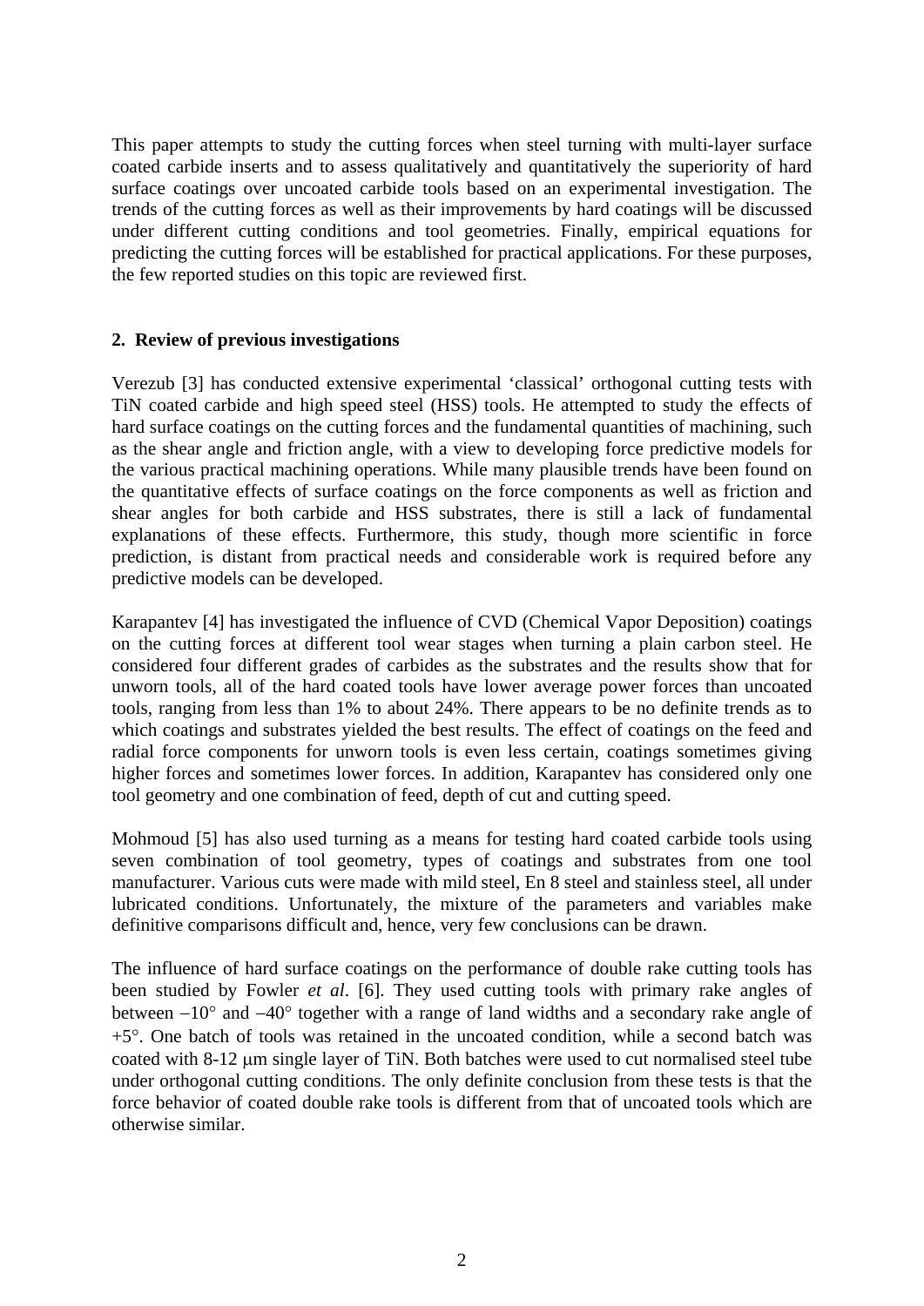This paper attempts to study the cutting forces when steel turning with multi-layer surface coated carbide inserts and to assess qualitatively and quantitatively the superiority of hard surface coatings over uncoated carbide tools based on an experimental investigation. The trends of the cutting forces as well as their improvements by hard coatings will be discussed under different cutting conditions and tool geometries. Finally, empirical equations for predicting the cutting forces will be established for practical applications. For these purposes, the few reported studies on this topic are reviewed first.

## 2. Review of previous investigations

Verezub [3] has conducted extensive experimental 'classical' orthogonal cutting tests with TiN coated carbide and high speed steel (HSS) tools. He attempted to study the effects of hard surface coatings on the cutting forces and the fundamental quantities of machining, such as the shear angle and friction angle, with a view to developing force predictive models for the various practical machining operations. While many plausible trends have been found on the quantitative effects of surface coatings on the force components as well as friction and shear angles for both carbide and HSS substrates, there is still a lack of fundamental explanations of these effects. Furthermore, this study, though more scientific in force prediction, is distant from practical needs and considerable work is required before any predictive models can be developed.

Karapantev [4] has investigated the influence of CVD (Chemical Vapor Deposition) coatings on the cutting forces at different tool wear stages when turning a plain carbon steel. He considered four different grades of carbides as the substrates and the results show that for unworn tools, all of the hard coated tools have lower average power forces than uncoated tools, ranging from less than 1% to about 24%. There appears to be no definite trends as to which coatings and substrates yielded the best results. The effect of coatings on the feed and radial force components for unworn tools is even less certain, coatings sometimes giving higher forces and sometimes lower forces. In addition, Karapantev has considered only one tool geometry and one combination of feed, depth of cut and cutting speed.

Mohmoud [5] has also used turning as a means for testing hard coated carbide tools using seven combination of tool geometry, types of coatings and substrates from one tool manufacturer. Various cuts were made with mild steel, En 8 steel and stainless steel, all under lubricated conditions. Unfortunately, the mixture of the parameters and variables make definitive comparisons difficult and, hence, very few conclusions can be drawn.

The influence of hard surface coatings on the performance of double rake cutting tools has been studied by Fowler *et al*. [6]. They used cutting tools with primary rake angles of between $-10°$ and $-40°$ together with a range of land widths and a secondary rake angle of $+5°$. One batch of tools was retained in the uncoated condition, while a second batch was coated with 8-12 μm single layer of TiN. Both batches were used to cut normalised steel tube under orthogonal cutting conditions. The only definite conclusion from these tests is that the force behavior of coated double rake tools is different from that of uncoated tools which are otherwise similar.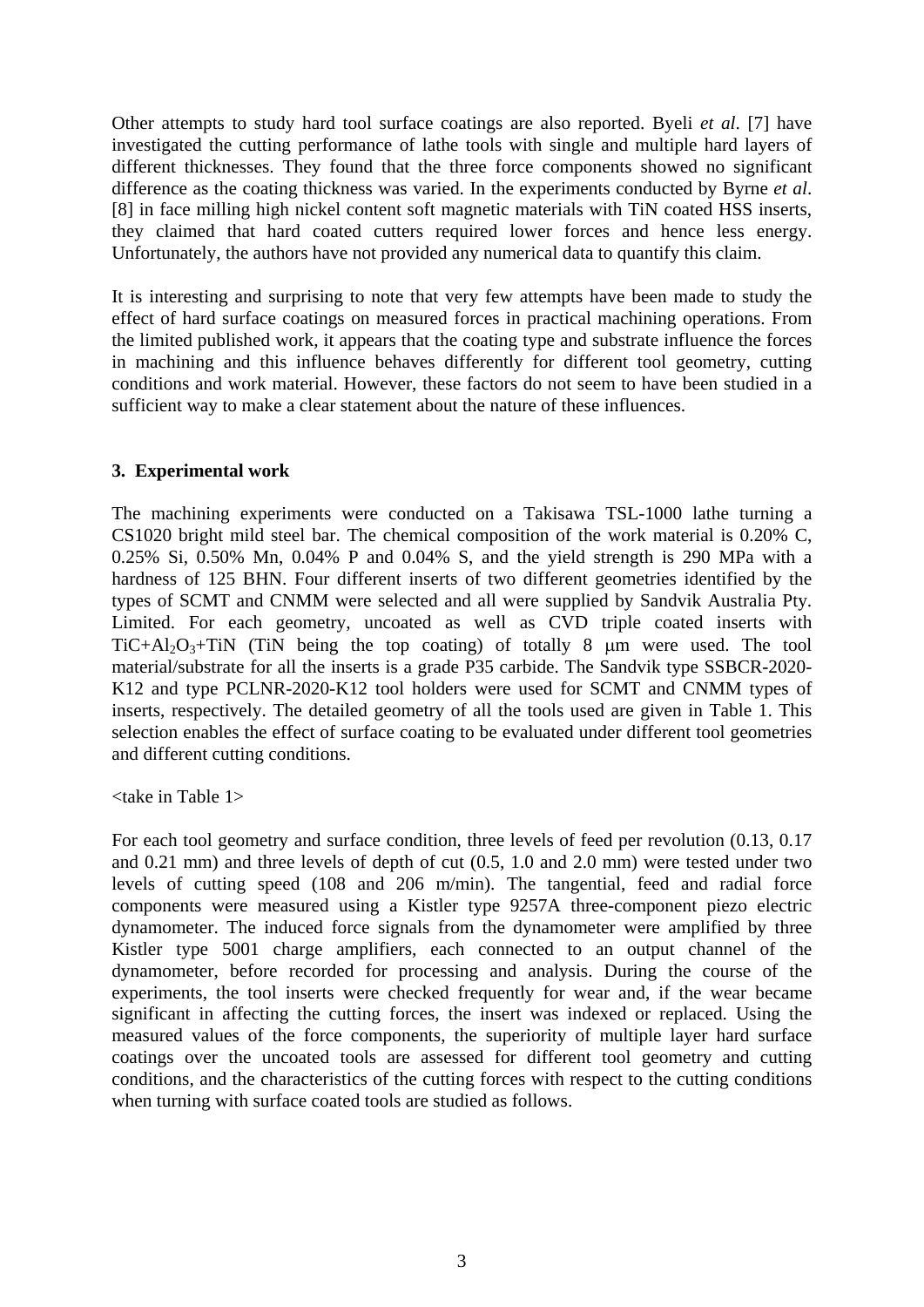Other attempts to study hard tool surface coatings are also reported. Byeli *et al*. [7] have investigated the cutting performance of lathe tools with single and multiple hard layers of different thicknesses. They found that the three force components showed no significant difference as the coating thickness was varied. In the experiments conducted by Byrne *et al*. [8] in face milling high nickel content soft magnetic materials with TiN coated HSS inserts, they claimed that hard coated cutters required lower forces and hence less energy. Unfortunately, the authors have not provided any numerical data to quantify this claim.

It is interesting and surprising to note that very few attempts have been made to study the effect of hard surface coatings on measured forces in practical machining operations. From the limited published work, it appears that the coating type and substrate influence the forces in machining and this influence behaves differently for different tool geometry, cutting conditions and work material. However, these factors do not seem to have been studied in a sufficient way to make a clear statement about the nature of these influences.

## 3. Experimental work

The machining experiments were conducted on a Takisawa TSL-1000 lathe turning a CS1020 bright mild steel bar. The chemical composition of the work material is 0.20% C, 0.25% Si, 0.50% Mn, 0.04% P and 0.04% S, and the yield strength is 290 MPa with a hardness of 125 BHN. Four different inserts of two different geometries identified by the types of SCMT and CNMM were selected and all were supplied by Sandvik Australia Pty. Limited. For each geometry, uncoated as well as CVD triple coated inserts with $TiC+Al_2O_3+TiN$ (TiN being the top coating) of totally 8 μm were used. The tool material/substrate for all the inserts is a grade P35 carbide. The Sandvik type SSBCR-2020-K12 and type PCLNR-2020-K12 tool holders were used for SCMT and CNMM types of inserts, respectively. The detailed geometry of all the tools used are given in Table 1. This selection enables the effect of surface coating to be evaluated under different tool geometries and different cutting conditions.

<take in Table 1>

For each tool geometry and surface condition, three levels of feed per revolution (0.13, 0.17 and 0.21 mm) and three levels of depth of cut (0.5, 1.0 and 2.0 mm) were tested under two levels of cutting speed (108 and 206 m/min). The tangential, feed and radial force components were measured using a Kistler type 9257A three-component piezo electric dynamometer. The induced force signals from the dynamometer were amplified by three Kistler type 5001 charge amplifiers, each connected to an output channel of the dynamometer, before recorded for processing and analysis. During the course of the experiments, the tool inserts were checked frequently for wear and, if the wear became significant in affecting the cutting forces, the insert was indexed or replaced. Using the measured values of the force components, the superiority of multiple layer hard surface coatings over the uncoated tools are assessed for different tool geometry and cutting conditions, and the characteristics of the cutting forces with respect to the cutting conditions when turning with surface coated tools are studied as follows.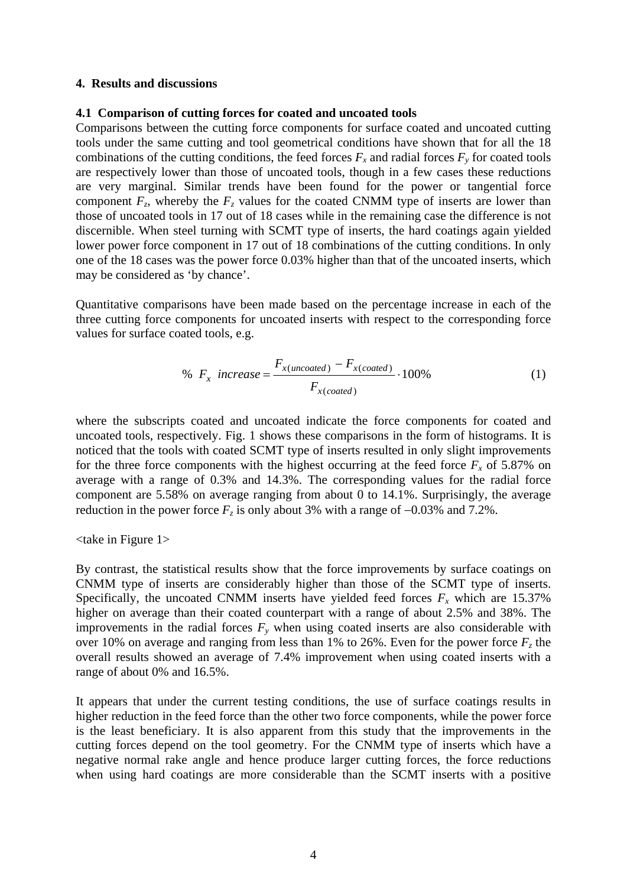## 4. Results and discussions

### 4.1 Comparison of cutting forces for coated and uncoated tools

Comparisons between the cutting force components for surface coated and uncoated cutting tools under the same cutting and tool geometrical conditions have shown that for all the 18 combinations of the cutting conditions, the feed forces $F_x$ and radial forces $F_y$ for coated tools are respectively lower than those of uncoated tools, though in a few cases these reductions are very marginal. Similar trends have been found for the power or tangential force component $F_z$, whereby the $F_z$ values for the coated CNMM type of inserts are lower than those of uncoated tools in 17 out of 18 cases while in the remaining case the difference is not discernible. When steel turning with SCMT type of inserts, the hard coatings again yielded lower power force component in 17 out of 18 combinations of the cutting conditions. In only one of the 18 cases was the power force 0.03% higher than that of the uncoated inserts, which may be considered as 'by chance'.

Quantitative comparisons have been made based on the percentage increase in each of the three cutting force components for uncoated inserts with respect to the corresponding force values for surface coated tools, e.g.

$$\%\ F_x\ \ increase = \frac{F_{x(uncoated)} - F_{x(coated)}}{F_{x(coated)}} \cdot 100\% \tag{1}$$

where the subscripts coated and uncoated indicate the force components for coated and uncoated tools, respectively. Fig. 1 shows these comparisons in the form of histograms. It is noticed that the tools with coated SCMT type of inserts resulted in only slight improvements for the three force components with the highest occurring at the feed force $F_x$ of 5.87% on average with a range of 0.3% and 14.3%. The corresponding values for the radial force component are 5.58% on average ranging from about 0 to 14.1%. Surprisingly, the average reduction in the power force $F_z$ is only about 3% with a range of –0.03% and 7.2%.

<take in Figure 1>

By contrast, the statistical results show that the force improvements by surface coatings on CNMM type of inserts are considerably higher than those of the SCMT type of inserts. Specifically, the uncoated CNMM inserts have yielded feed forces $F_x$ which are 15.37% higher on average than their coated counterpart with a range of about 2.5% and 38%. The improvements in the radial forces $F_y$ when using coated inserts are also considerable with over 10% on average and ranging from less than 1% to 26%. Even for the power force $F_z$ the overall results showed an average of 7.4% improvement when using coated inserts with a range of about 0% and 16.5%.

It appears that under the current testing conditions, the use of surface coatings results in higher reduction in the feed force than the other two force components, while the power force is the least beneficiary. It is also apparent from this study that the improvements in the cutting forces depend on the tool geometry. For the CNMM type of inserts which have a negative normal rake angle and hence produce larger cutting forces, the force reductions when using hard coatings are more considerable than the SCMT inserts with a positive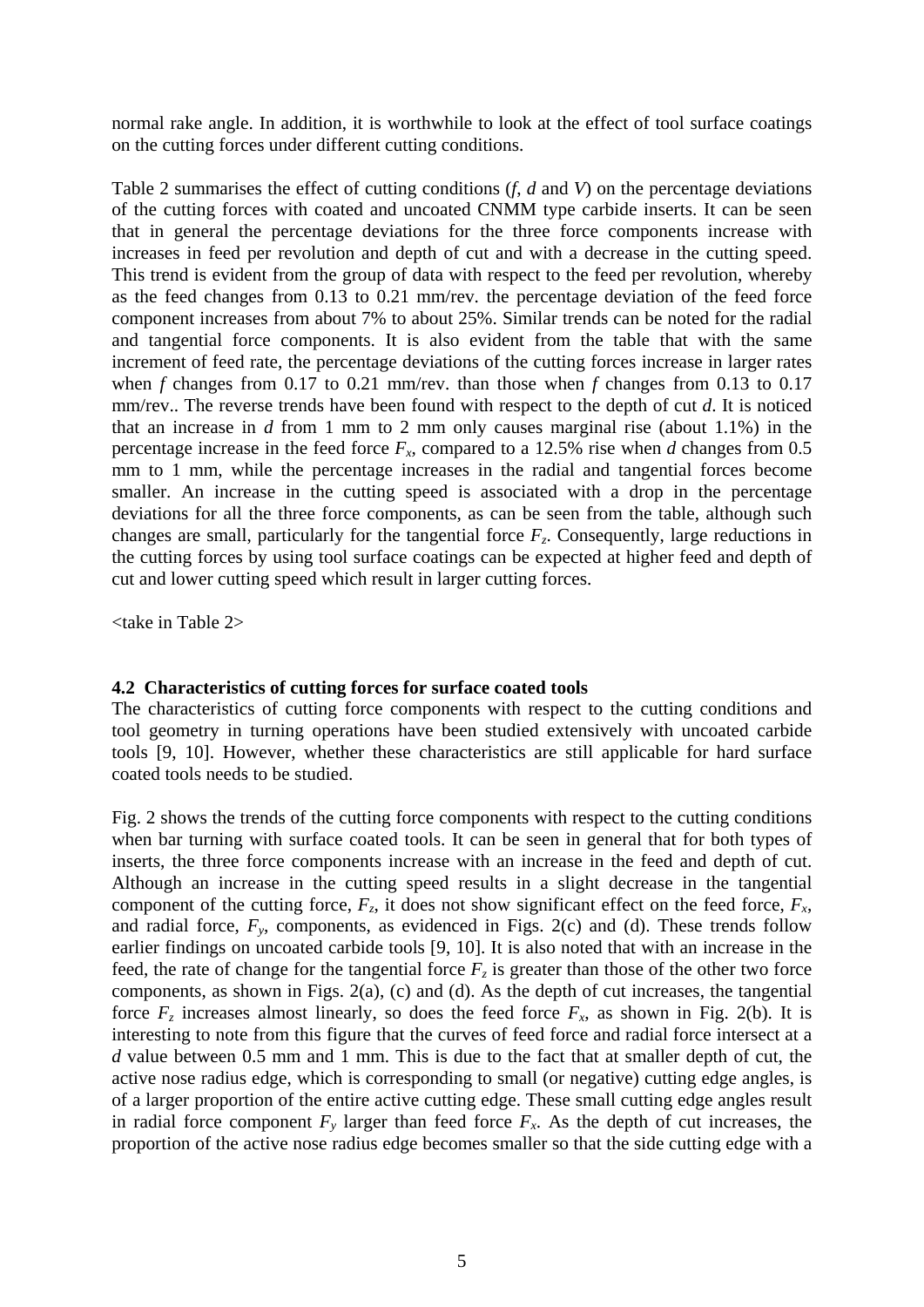normal rake angle. In addition, it is worthwhile to look at the effect of tool surface coatings on the cutting forces under different cutting conditions.

Table 2 summarises the effect of cutting conditions (*f*, *d* and *V*) on the percentage deviations of the cutting forces with coated and uncoated CNMM type carbide inserts. It can be seen that in general the percentage deviations for the three force components increase with increases in feed per revolution and depth of cut and with a decrease in the cutting speed. This trend is evident from the group of data with respect to the feed per revolution, whereby as the feed changes from 0.13 to 0.21 mm/rev. the percentage deviation of the feed force component increases from about 7% to about 25%. Similar trends can be noted for the radial and tangential force components. It is also evident from the table that with the same increment of feed rate, the percentage deviations of the cutting forces increase in larger rates when *f* changes from 0.17 to 0.21 mm/rev. than those when *f* changes from 0.13 to 0.17 mm/rev.. The reverse trends have been found with respect to the depth of cut *d*. It is noticed that an increase in *d* from 1 mm to 2 mm only causes marginal rise (about 1.1%) in the percentage increase in the feed force $F_x$, compared to a 12.5% rise when *d* changes from 0.5 mm to 1 mm, while the percentage increases in the radial and tangential forces become smaller. An increase in the cutting speed is associated with a drop in the percentage deviations for all the three force components, as can be seen from the table, although such changes are small, particularly for the tangential force $F_z$. Consequently, large reductions in the cutting forces by using tool surface coatings can be expected at higher feed and depth of cut and lower cutting speed which result in larger cutting forces.

<take in Table 2>

### 4.2 Characteristics of cutting forces for surface coated tools

The characteristics of cutting force components with respect to the cutting conditions and tool geometry in turning operations have been studied extensively with uncoated carbide tools [9, 10]. However, whether these characteristics are still applicable for hard surface coated tools needs to be studied.

Fig. 2 shows the trends of the cutting force components with respect to the cutting conditions when bar turning with surface coated tools. It can be seen in general that for both types of inserts, the three force components increase with an increase in the feed and depth of cut. Although an increase in the cutting speed results in a slight decrease in the tangential component of the cutting force, $F_z$, it does not show significant effect on the feed force, $F_x$, and radial force, $F_y$, components, as evidenced in Figs. 2(c) and (d). These trends follow earlier findings on uncoated carbide tools [9, 10]. It is also noted that with an increase in the feed, the rate of change for the tangential force $F_z$ is greater than those of the other two force components, as shown in Figs. 2(a), (c) and (d). As the depth of cut increases, the tangential force $F_z$ increases almost linearly, so does the feed force $F_x$, as shown in Fig. 2(b). It is interesting to note from this figure that the curves of feed force and radial force intersect at a *d* value between 0.5 mm and 1 mm. This is due to the fact that at smaller depth of cut, the active nose radius edge, which is corresponding to small (or negative) cutting edge angles, is of a larger proportion of the entire active cutting edge. These small cutting edge angles result in radial force component $F_y$ larger than feed force $F_x$. As the depth of cut increases, the proportion of the active nose radius edge becomes smaller so that the side cutting edge with a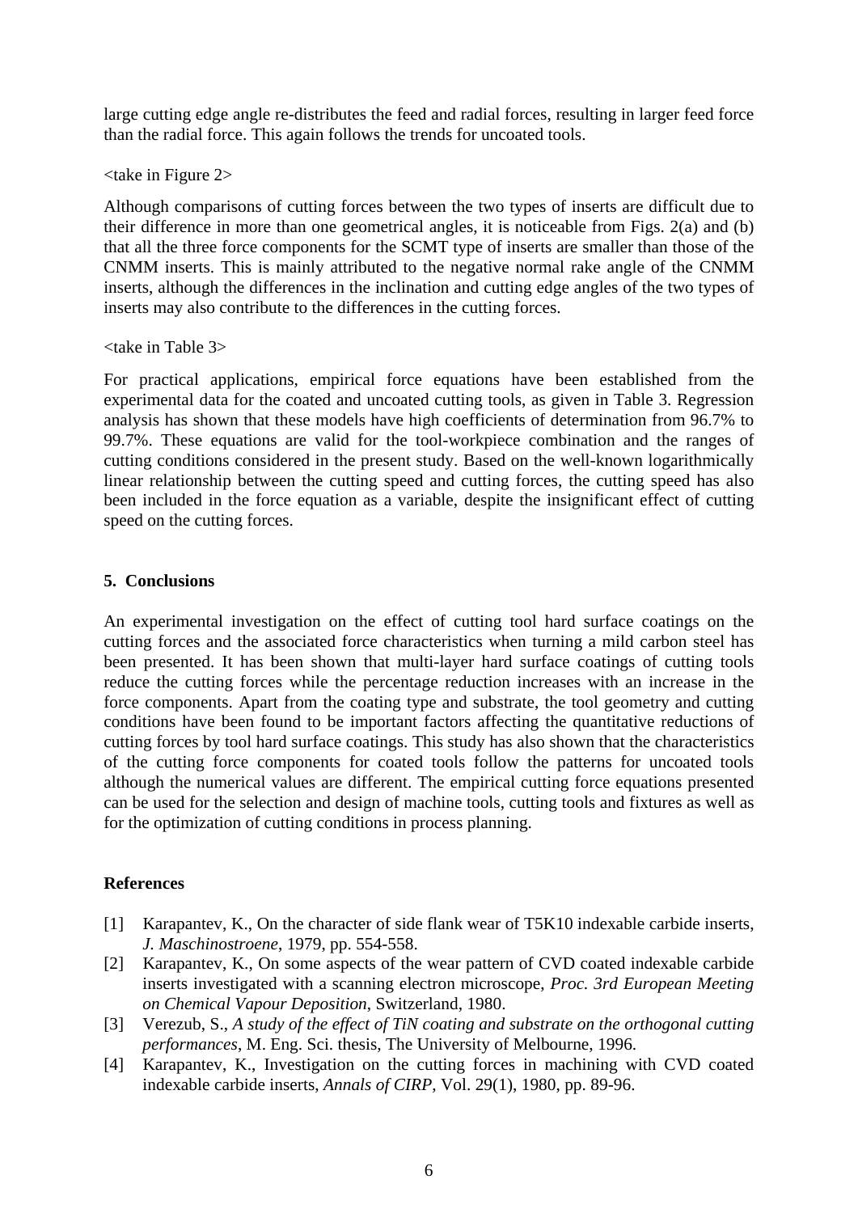large cutting edge angle re-distributes the feed and radial forces, resulting in larger feed force than the radial force. This again follows the trends for uncoated tools.

<take in Figure 2>

Although comparisons of cutting forces between the two types of inserts are difficult due to their difference in more than one geometrical angles, it is noticeable from Figs. 2(a) and (b) that all the three force components for the SCMT type of inserts are smaller than those of the CNMM inserts. This is mainly attributed to the negative normal rake angle of the CNMM inserts, although the differences in the inclination and cutting edge angles of the two types of inserts may also contribute to the differences in the cutting forces.

<take in Table 3>

For practical applications, empirical force equations have been established from the experimental data for the coated and uncoated cutting tools, as given in Table 3. Regression analysis has shown that these models have high coefficients of determination from 96.7% to 99.7%. These equations are valid for the tool-workpiece combination and the ranges of cutting conditions considered in the present study. Based on the well-known logarithmically linear relationship between the cutting speed and cutting forces, the cutting speed has also been included in the force equation as a variable, despite the insignificant effect of cutting speed on the cutting forces.

## 5. Conclusions

An experimental investigation on the effect of cutting tool hard surface coatings on the cutting forces and the associated force characteristics when turning a mild carbon steel has been presented. It has been shown that multi-layer hard surface coatings of cutting tools reduce the cutting forces while the percentage reduction increases with an increase in the force components. Apart from the coating type and substrate, the tool geometry and cutting conditions have been found to be important factors affecting the quantitative reductions of cutting forces by tool hard surface coatings. This study has also shown that the characteristics of the cutting force components for coated tools follow the patterns for uncoated tools although the numerical values are different. The empirical cutting force equations presented can be used for the selection and design of machine tools, cutting tools and fixtures as well as for the optimization of cutting conditions in process planning.

## References

[1] Karapantev, K., On the character of side flank wear of T5K10 indexable carbide inserts, *J. Maschinostroene*, 1979, pp. 554-558.

[2] Karapantev, K., On some aspects of the wear pattern of CVD coated indexable carbide inserts investigated with a scanning electron microscope, *Proc. 3rd European Meeting on Chemical Vapour Deposition*, Switzerland, 1980.

[3] Verezub, S., *A study of the effect of TiN coating and substrate on the orthogonal cutting performances*, M. Eng. Sci. thesis, The University of Melbourne, 1996.

[4] Karapantev, K., Investigation on the cutting forces in machining with CVD coated indexable carbide inserts, *Annals of CIRP*, Vol. 29(1), 1980, pp. 89-96.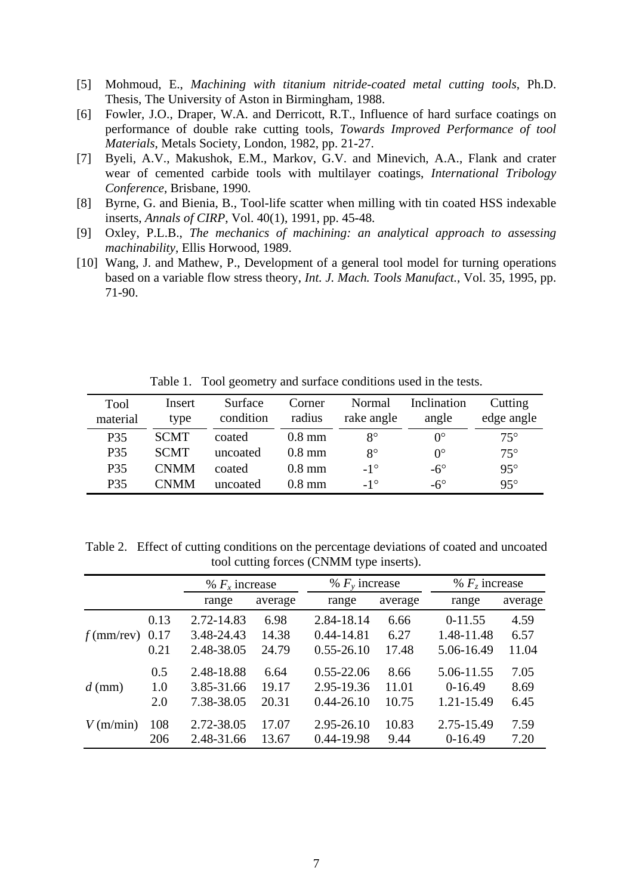[5] Mohmoud, E., *Machining with titanium nitride-coated metal cutting tools*, Ph.D. Thesis, The University of Aston in Birmingham, 1988.

[6] Fowler, J.O., Draper, W.A. and Derricott, R.T., Influence of hard surface coatings on performance of double rake cutting tools, *Towards Improved Performance of tool Materials*, Metals Society, London, 1982, pp. 21-27.

[7] Byeli, A.V., Makushok, E.M., Markov, G.V. and Minevich, A.A., Flank and crater wear of cemented carbide tools with multilayer coatings, *International Tribology Conference*, Brisbane, 1990.

[8] Byrne, G. and Bienia, B., Tool-life scatter when milling with tin coated HSS indexable inserts, *Annals of CIRP*, Vol. 40(1), 1991, pp. 45-48.

[9] Oxley, P.L.B., *The mechanics of machining: an analytical approach to assessing machinability*, Ellis Horwood, 1989.

[10] Wang, J. and Mathew, P., Development of a general tool model for turning operations based on a variable flow stress theory, *Int. J. Mach. Tools Manufact.*, Vol. 35, 1995, pp. 71-90.

Table 1. Tool geometry and surface conditions used in the tests.

| Tool material | Insert type | Surface condition | Corner radius | Normal rake angle | Inclination angle | Cutting edge angle |
|---|---|---|---|---|---|---|
| P35 | SCMT | coated | 0.8 mm | 8° | 0° | 75° |
| P35 | SCMT | uncoated | 0.8 mm | 8° | 0° | 75° |
| P35 | CNMM | coated | 0.8 mm | -1° | -6° | 95° |
| P35 | CNMM | uncoated | 0.8 mm | -1° | -6° | 95° |

Table 2. Effect of cutting conditions on the percentage deviations of coated and uncoated tool cutting forces (CNMM type inserts).

| | | % $F_x$ increase | | % $F_y$ increase | | % $F_z$ increase | |
|---|---|---|---|---|---|---|---|
| | | range | average | range | average | range | average |
| $f$ (mm/rev) | 0.13 | 2.72-14.83 | 6.98 | 2.84-18.14 | 6.66 | 0-11.55 | 4.59 |
| | 0.17 | 3.48-24.43 | 14.38 | 0.44-14.81 | 6.27 | 1.48-11.48 | 6.57 |
| | 0.21 | 2.48-38.05 | 24.79 | 0.55-26.10 | 17.48 | 5.06-16.49 | 11.04 |
| $d$ (mm) | 0.5 | 2.48-18.88 | 6.64 | 0.55-22.06 | 8.66 | 5.06-11.55 | 7.05 |
| | 1.0 | 3.85-31.66 | 19.17 | 2.95-19.36 | 11.01 | 0-16.49 | 8.69 |
| | 2.0 | 7.38-38.05 | 20.31 | 0.44-26.10 | 10.75 | 1.21-15.49 | 6.45 |
| $V$ (m/min) | 108 | 2.72-38.05 | 17.07 | 2.95-26.10 | 10.83 | 2.75-15.49 | 7.59 |
| | 206 | 2.48-31.66 | 13.67 | 0.44-19.98 | 9.44 | 0-16.49 | 7.20 |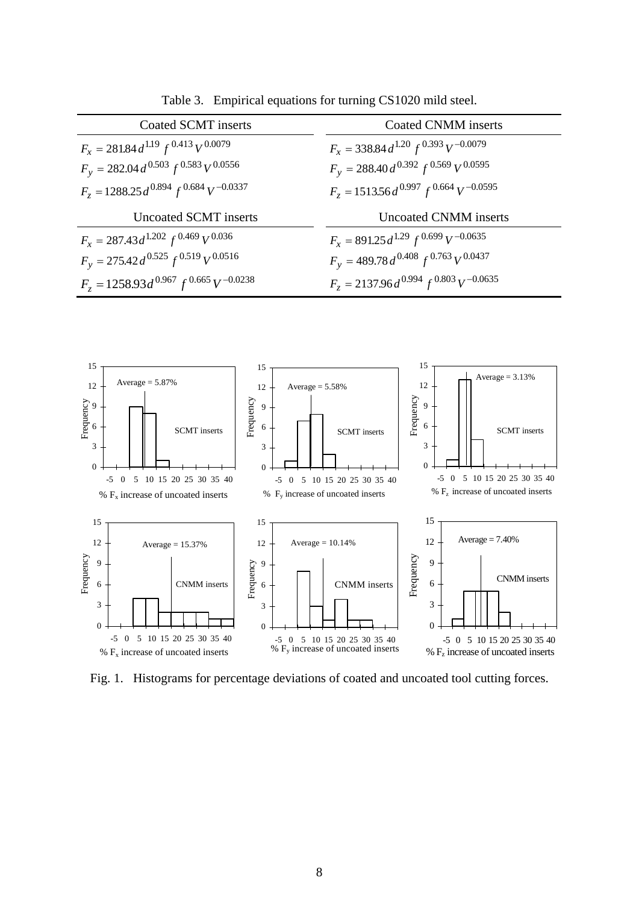Table 3. Empirical equations for turning CS1020 mild steel.

| Coated SCMT inserts | Coated CNMM inserts |
| --- | --- |
| $F_x = 281.84\,d^{1.19}\,f^{0.413}\,V^{0.0079}$ | $F_x = 338.84\,d^{1.20}\,f^{0.393}\,V^{-0.0079}$ |
| $F_y = 282.04\,d^{0.503}\,f^{0.583}\,V^{0.0556}$ | $F_y = 288.40\,d^{0.392}\,f^{0.569}\,V^{0.0595}$ |
| $F_z = 1288.25\,d^{0.894}\,f^{0.684}\,V^{-0.0337}$ | $F_z = 1513.56\,d^{0.997}\,f^{0.664}\,V^{-0.0595}$ |
| **Uncoated SCMT inserts** | **Uncoated CNMM inserts** |
| $F_x = 287.43\,d^{1.202}\,f^{0.469}\,V^{0.036}$ | $F_x = 891.25\,d^{1.29}\,f^{0.699}\,V^{-0.0635}$ |
| $F_y = 275.42\,d^{0.525}\,f^{0.519}\,V^{0.0516}$ | $F_y = 489.78\,d^{0.408}\,f^{0.763}\,V^{0.0437}$ |
| $F_z = 1258.93\,d^{0.967}\,f^{0.665}\,V^{-0.0238}$ | $F_z = 2137.96\,d^{0.994}\,f^{0.803}\,V^{-0.0635}$ |

Fig. 1. Histograms for percentage deviations of coated and uncoated tool cutting forces.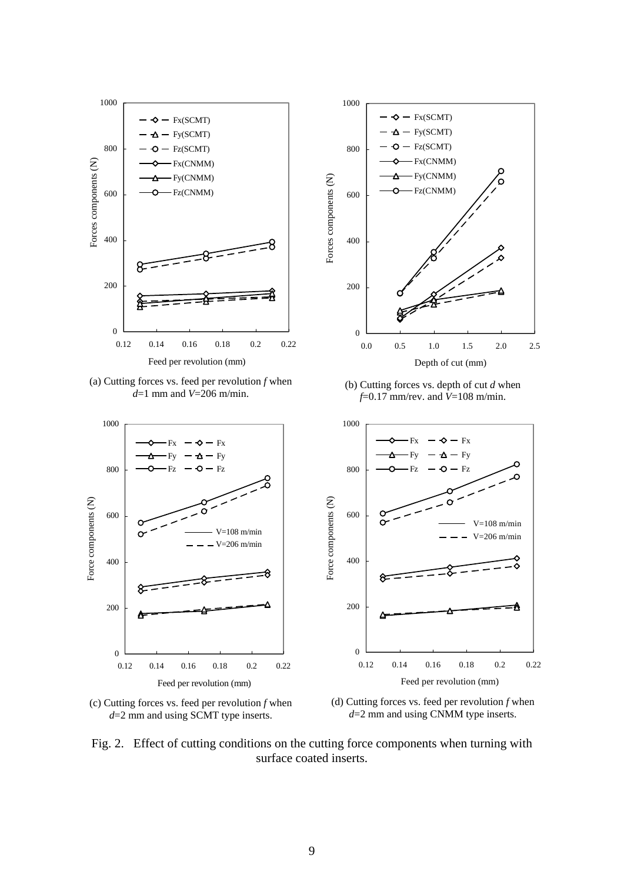1000

800

600

400

200

0

0.12 0.14 0.16 0.18 0.2 0.22

Forces components (N)

Feed per revolution (mm)

Fx(SCMT)
Fy(SCMT)
Fz(SCMT)
Fx(CNMM)
Fy(CNMM)
Fz(CNMM)

(a) Cutting forces vs. feed per revolution *f* when *d*=1 mm and *V*=206 m/min.

1000

800

600

400

200

0

0.0 0.5 1.0 1.5 2.0 2.5

Forces components (N)

Depth of cut (mm)

Fx(SCMT)
Fy(SCMT)
Fz(SCMT)
Fx(CNMM)
Fy(CNMM)
Fz(CNMM)

(b) Cutting forces vs. depth of cut *d* when *f*=0.17 mm/rev. and *V*=108 m/min.

1000

800

600

400

200

0

0.12 0.14 0.16 0.18 0.2 0.22

Force components (N)

Feed per revolution (mm)

Fx Fx
Fy Fy
Fz Fz

V=108 m/min
V=206 m/min

(c) Cutting forces vs. feed per revolution *f* when *d*=2 mm and using SCMT type inserts.

1000

800

600

400

200

0

0.12 0.14 0.16 0.18 0.2 0.22

Force components (N)

Feed per revolution (mm)

Fx Fx
Fy Fy
Fz Fz

V=108 m/min
V=206 m/min

(d) Cutting forces vs. feed per revolution *f* when *d*=2 mm and using CNMM type inserts.

Fig. 2. Effect of cutting conditions on the cutting force components when turning with surface coated inserts.